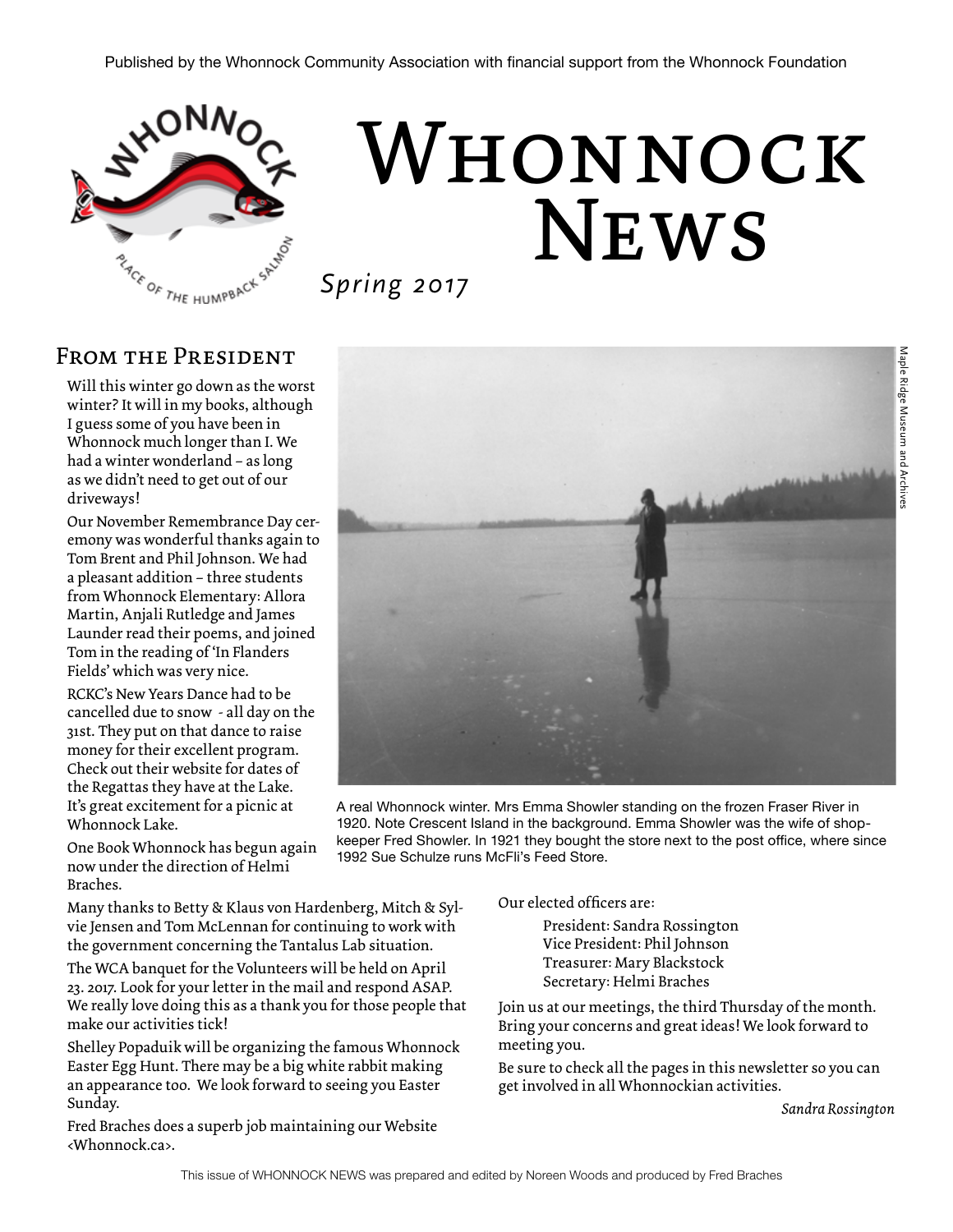Published by the Whonnock Community Association with financial support from the Whonnock Foundation

# Whonnock News

*Spring 2017*

## From the President

Will this winter go down as the worst winter? It will in my books, although I guess some of you have been in Whonnock much longer than I. We had a winter wonderland – as long as we didn't need to get out of our driveways!

Our November Remembrance Day ceremony was wonderful thanks again to Tom Brent and Phil Johnson. We had a pleasant addition – three students from Whonnock Elementary: Allora Martin, Anjali Rutledge and James Launder read their poems, and joined Tom in the reading of 'In Flanders Fields' which was very nice.

RCKC's New Years Dance had to be cancelled due to snow - all day on the 31st. They put on that dance to raise money for their excellent program. Check out their website for dates of the Regattas they have at the Lake. It's great excitement for a picnic at Whonnock Lake.

One Book Whonnock has begun again now under the direction of Helmi Braches.

Many thanks to Betty & Klaus von Hardenberg, Mitch & Sylvie Jensen and Tom McLennan for continuing to work with the government concerning the Tantalus Lab situation.

The WCA banquet for the Volunteers will be held on April 23. 2017. Look for your letter in the mail and respond ASAP. We really love doing this as a thank you for those people that make our activities tick!

Shelley Popaduik will be organizing the famous Whonnock Easter Egg Hunt. There may be a big white rabbit making an appearance too. We look forward to seeing you Easter Sunday.

Fred Braches does a superb job maintaining our Website <Whonnock.ca>.

Our elected officers are:

- President: Sandra Rossington
- Vice President: Phil Johnson
- Treasurer: Mary Blackstock
- Secretary: Helmi Braches

Join us at our meetings, the third Thursday of the month. Bring your concerns and great ideas! We look forward to meeting you.

Be sure to check all the pages in this newsletter so you can get involved in all Whonnockian activities.

*Sandra Rossington*

Maple Ridge Museum and Archives

A real Whonnock winter. Mrs Emma Showler standing on the frozen Fraser River in 1920. Note Crescent Island in the background. Emma Showler was the wife of shopkeeper Fred Showler. In 1921 they bought the store next to the post office, where since 1992 Sue Schulze runs McFli's Feed Store.

This issue of WHONNOCK NEWS was prepared and edited by Noreen Woods and produced by Fred Braches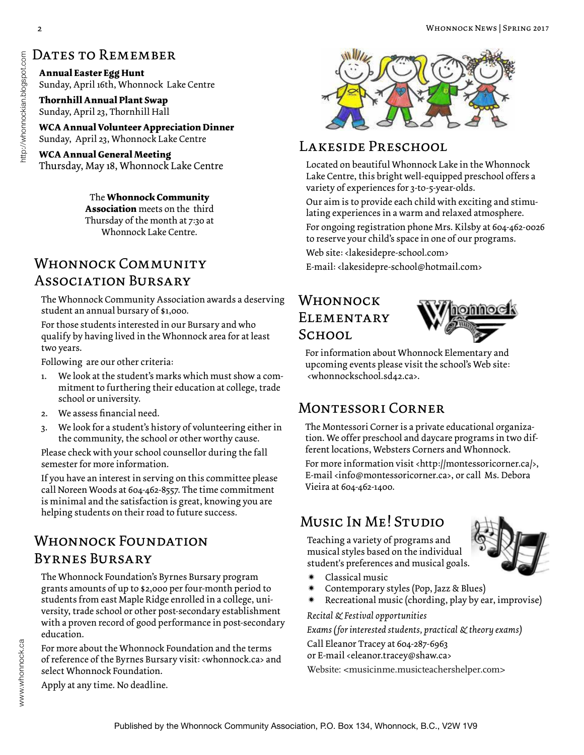## Dates to Remember

**Annual Easter Egg Hunt**
Sunday, April 16th, Whonnock Lake Centre

**Thornhill Annual Plant Swap**
Sunday, April 23, Thornhill Hall

**WCA Annual Volunteer Appreciation Dinner**
Sunday, April 23, Whonnock Lake Centre

**WCA Annual General Meeting**
Thursday, May 18, Whonnock Lake Centre

The **Whonnock Community Association** meets on the third Thursday of the month at 7:30 at Whonnock Lake Centre.

## Whonnock Community Association Bursary

The Whonnock Community Association awards a deserving student an annual bursary of $1,000.

For those students interested in our Bursary and who qualify by having lived in the Whonnock area for at least two years.

Following are our other criteria:

1. We look at the student's marks which must show a commitment to furthering their education at college, trade school or university.
2. We assess financial need.
3. We look for a student's history of volunteering either in the community, the school or other worthy cause.

Please check with your school counsellor during the fall semester for more information.

If you have an interest in serving on this committee please call Noreen Woods at 604-462-8557. The time commitment is minimal and the satisfaction is great, knowing you are helping students on their road to future success.

## Whonnock Foundation Byrnes Bursary

The Whonnock Foundation's Byrnes Bursary program grants amounts of up to $2,000 per four-month period to students from east Maple Ridge enrolled in a college, university, trade school or other post-secondary establishment with a proven record of good performance in post-secondary education.

For more about the Whonnock Foundation and the terms of reference of the Byrnes Bursary visit: <whonnock.ca> and select Whonnock Foundation.

Apply at any time. No deadline.

## Lakeside Preschool

Located on beautiful Whonnock Lake in the Whonnock Lake Centre, this bright well-equipped preschool offers a variety of experiences for 3-to-5-year-olds.

Our aim is to provide each child with exciting and stimulating experiences in a warm and relaxed atmosphere.

For ongoing registration phone Mrs. Kilsby at 604-462-0026 to reserve your child's space in one of our programs.

Web site: <lakesidepre-school.com>

E-mail: <lakesidepre-school@hotmail.com>

## Whonnock Elementary School

For information about Whonnock Elementary and upcoming events please visit the school's Web site: <whonnockschool.sd42.ca>.

## Montessori Corner

The Montessori Corner is a private educational organization. We offer preschool and daycare programs in two different locations, Websters Corners and Whonnock.

For more information visit <http://montessoricorner.ca/>, E-mail <info@montessoricorner.ca>, or call Ms. Debora Vieira at 604-462-1400.

## Music In Me! Studio

Teaching a variety of programs and musical styles based on the individual student's preferences and musical goals.

- Classical music
- Contemporary styles (Pop, Jazz & Blues)
- Recreational music (chording, play by ear, improvise)

*Recital & Festival opportunities*

*Exams (for interested students, practical & theory exams)*

Call Eleanor Tracey at 604-287-6963
or E-mail <eleanor.tracey@shaw.ca>

Website: <musicinme.musicteachershelper.com>

Published by the Whonnock Community Association, P.O. Box 134, Whonnock, B.C., V2W 1V9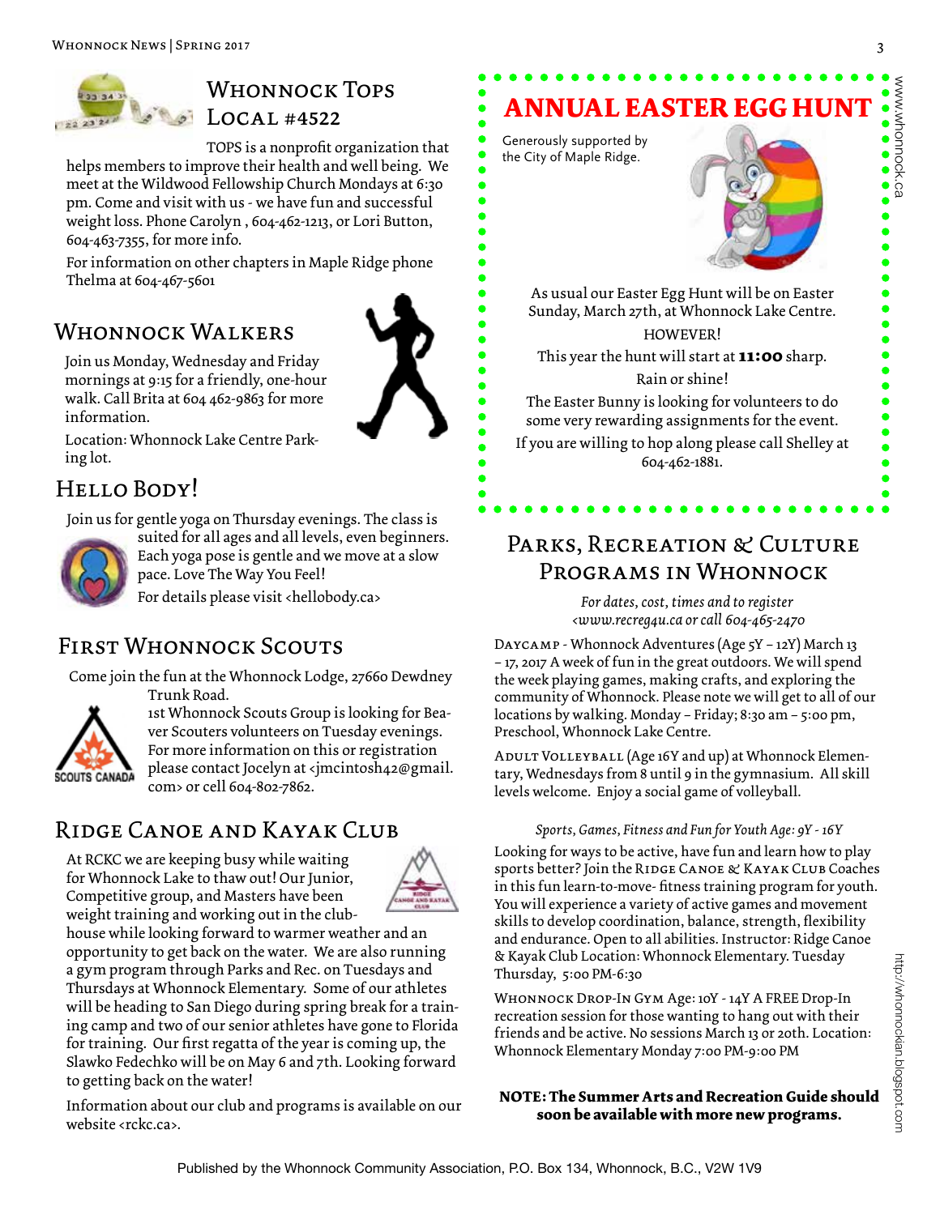## Whonnock TOPS Local #4522

TOPS is a nonprofit organization that helps members to improve their health and well being. We meet at the Wildwood Fellowship Church Mondays at 6:30 pm. Come and visit with us - we have fun and successful weight loss. Phone Carolyn , 604-462-1213, or Lori Button, 604-463-7355, for more info.

For information on other chapters in Maple Ridge phone Thelma at 604-467-5601

## Whonnock Walkers

Join us Monday, Wednesday and Friday mornings at 9:15 for a friendly, one-hour walk. Call Brita at 604 462-9863 for more information.

Location: Whonnock Lake Centre Parking lot.

## Hello Body!

Join us for gentle yoga on Thursday evenings. The class is suited for all ages and all levels, even beginners. Each yoga pose is gentle and we move at a slow pace. Love The Way You Feel!

For details please visit <hellobody.ca>

## First Whonnock Scouts

Come join the fun at the Whonnock Lodge, 27660 Dewdney Trunk Road.

1st Whonnock Scouts Group is looking for Beaver Scouters volunteers on Tuesday evenings. For more information on this or registration please contact Jocelyn at <jmcintosh42@gmail.com> or cell 604-802-7862.

## Ridge Canoe and Kayak Club

At RCKC we are keeping busy while waiting for Whonnock Lake to thaw out! Our Junior, Competitive group, and Masters have been weight training and working out in the clubhouse while looking forward to warmer weather and an opportunity to get back on the water. We are also running a gym program through Parks and Rec. on Tuesdays and Thursdays at Whonnock Elementary. Some of our athletes will be heading to San Diego during spring break for a training camp and two of our senior athletes have gone to Florida for training. Our first regatta of the year is coming up, the Slawko Fedechko will be on May 6 and 7th. Looking forward to getting back on the water!

Information about our club and programs is available on our website <rckc.ca>.

## ANNUAL EASTER EGG HUNT

Generously supported by the City of Maple Ridge.

As usual our Easter Egg Hunt will be on Easter Sunday, March 27th, at Whonnock Lake Centre.

HOWEVER!

This year the hunt will start at **11:00** sharp.

Rain or shine!

The Easter Bunny is looking for volunteers to do some very rewarding assignments for the event.

If you are willing to hop along please call Shelley at 604-462-1881.

## Parks, Recreation & Culture Programs in Whonnock

*For dates, cost, times and to register <www.recreg4u.ca or call 604-465-2470*

Daycamp - Whonnock Adventures (Age 5Y – 12Y) March 13 – 17, 2017 A week of fun in the great outdoors. We will spend the week playing games, making crafts, and exploring the community of Whonnock. Please note we will get to all of our locations by walking. Monday – Friday; 8:30 am – 5:00 pm, Preschool, Whonnock Lake Centre.

Adult Volleyball (Age 16Y and up) at Whonnock Elementary, Wednesdays from 8 until 9 in the gymnasium. All skill levels welcome. Enjoy a social game of volleyball.

*Sports, Games, Fitness and Fun for Youth Age: 9Y - 16Y*

Looking for ways to be active, have fun and learn how to play sports better? Join the Ridge Canoe & Kayak Club Coaches in this fun learn-to-move- fitness training program for youth. You will experience a variety of active games and movement skills to develop coordination, balance, strength, flexibility and endurance. Open to all abilities. Instructor: Ridge Canoe & Kayak Club Location: Whonnock Elementary. Tuesday Thursday, 5:00 PM-6:30

Whonnock Drop-In Gym Age: 10Y - 14Y A FREE Drop-In recreation session for those wanting to hang out with their friends and be active. No sessions March 13 or 20th. Location: Whonnock Elementary Monday 7:00 PM-9:00 PM

**NOTE: The Summer Arts and Recreation Guide should soon be available with more new programs.**

Published by the Whonnock Community Association, P.O. Box 134, Whonnock, B.C., V2W 1V9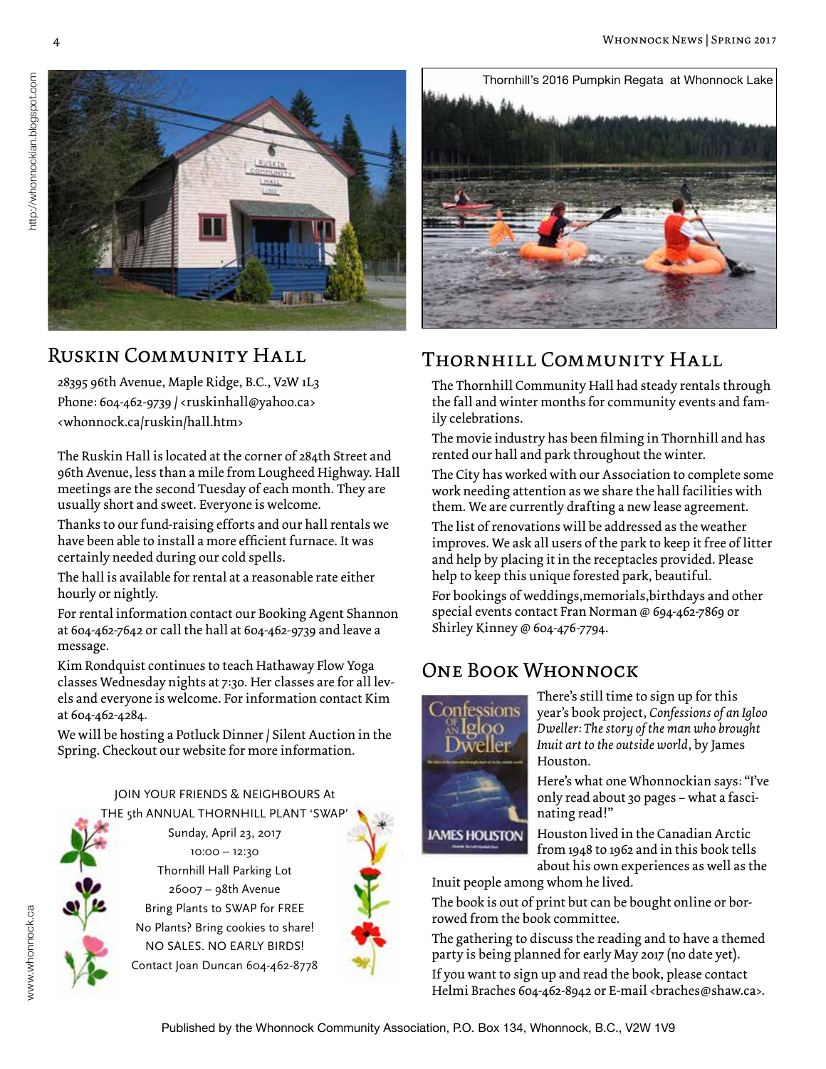Thornhill's 2016 Pumpkin Regata at Whonnock Lake

## Ruskin Community Hall

28395 96th Avenue, Maple Ridge, B.C., V2W 1L3
Phone: 604-462-9739 / <ruskinhall@yahoo.ca>
<whonnock.ca/ruskin/hall.htm>

The Ruskin Hall is located at the corner of 284th Street and 96th Avenue, less than a mile from Lougheed Highway. Hall meetings are the second Tuesday of each month. They are usually short and sweet. Everyone is welcome.

Thanks to our fund-raising efforts and our hall rentals we have been able to install a more efficient furnace. It was certainly needed during our cold spells.

The hall is available for rental at a reasonable rate either hourly or nightly.

For rental information contact our Booking Agent Shannon at 604-462-7642 or call the hall at 604-462-9739 and leave a message.

Kim Rondquist continues to teach Hathaway Flow Yoga classes Wednesday nights at 7:30. Her classes are for all levels and everyone is welcome. For information contact Kim at 604-462-4284.

We will be hosting a Potluck Dinner / Silent Auction in the Spring. Checkout our website for more information.

JOIN YOUR FRIENDS & NEIGHBOURS At
THE 5th ANNUAL THORNHILL PLANT 'SWAP'
Sunday, April 23, 2017
10:00 – 12:30
Thornhill Hall Parking Lot
26007 – 98th Avenue
Bring Plants to SWAP for FREE
No Plants? Bring cookies to share!
NO SALES. NO EARLY BIRDS!
Contact Joan Duncan 604-462-8778

## Thornhill Community Hall

The Thornhill Community Hall had steady rentals through the fall and winter months for community events and family celebrations.

The movie industry has been filming in Thornhill and has rented our hall and park throughout the winter.

The City has worked with our Association to complete some work needing attention as we share the hall facilities with them. We are currently drafting a new lease agreement.

The list of renovations will be addressed as the weather improves. We ask all users of the park to keep it free of litter and help by placing it in the receptacles provided. Please help to keep this unique forested park, beautiful.

For bookings of weddings,memorials,birthdays and other special events contact Fran Norman @ 694-462-7869 or Shirley Kinney @ 604-476-7794.

## One Book Whonnock

There's still time to sign up for this year's book project, *Confessions of an Igloo Dweller: The story of the man who brought Inuit art to the outside world*, by James Houston.

Here's what one Whonnockian says: "I've only read about 30 pages – what a fascinating read!"

Houston lived in the Canadian Arctic from 1948 to 1962 and in this book tells about his own experiences as well as the Inuit people among whom he lived.

The book is out of print but can be bought online or borrowed from the book committee.

The gathering to discuss the reading and to have a themed party is being planned for early May 2017 (no date yet).

If you want to sign up and read the book, please contact Helmi Braches 604-462-8942 or E-mail <braches@shaw.ca>.

Published by the Whonnock Community Association, P.O. Box 134, Whonnock, B.C., V2W 1V9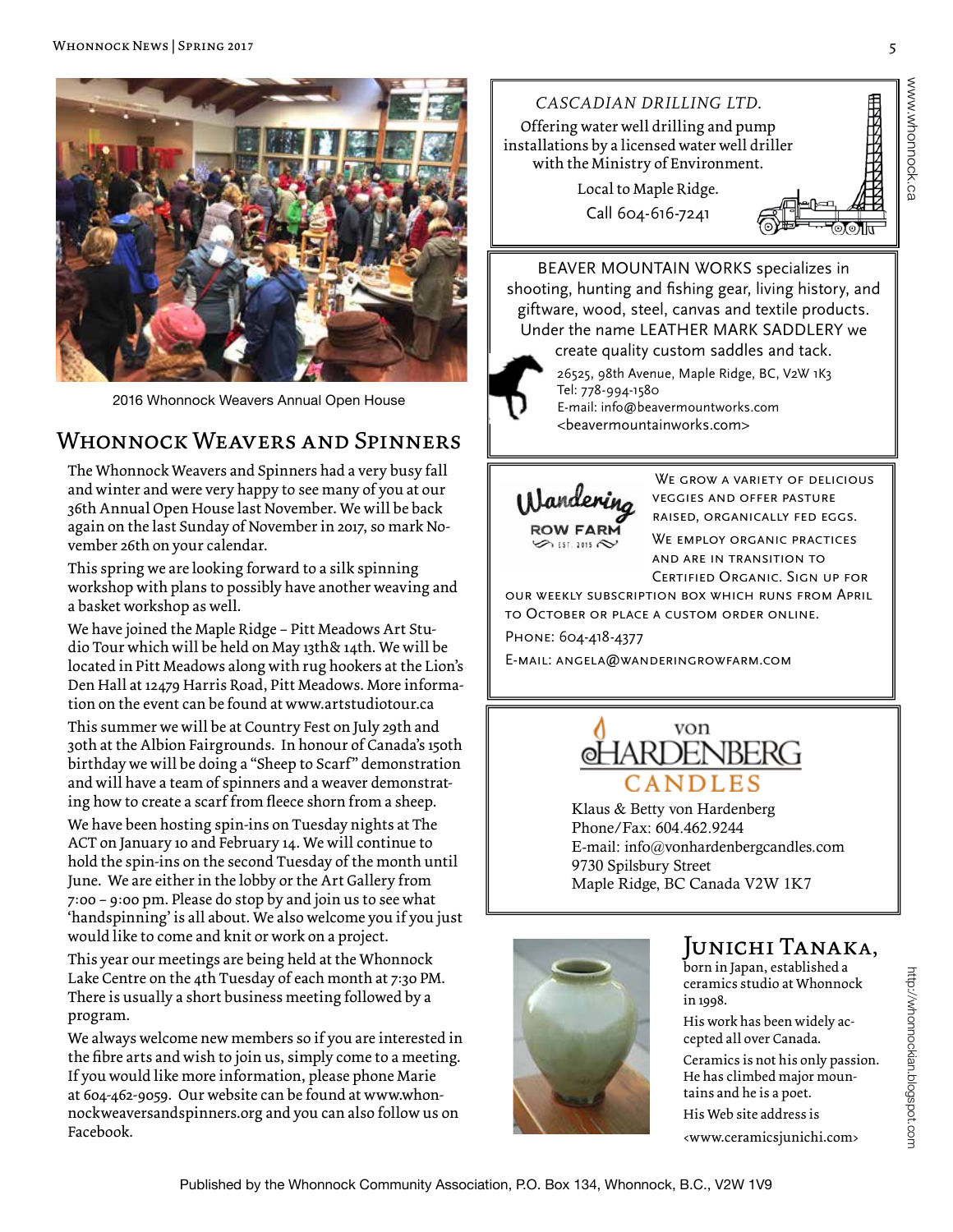2016 Whonnock Weavers Annual Open House

## Whonnock Weavers and Spinners

The Whonnock Weavers and Spinners had a very busy fall and winter and were very happy to see many of you at our 36th Annual Open House last November. We will be back again on the last Sunday of November in 2017, so mark November 26th on your calendar.

This spring we are looking forward to a silk spinning workshop with plans to possibly have another weaving and a basket workshop as well.

We have joined the Maple Ridge – Pitt Meadows Art Studio Tour which will be held on May 13th& 14th. We will be located in Pitt Meadows along with rug hookers at the Lion's Den Hall at 12479 Harris Road, Pitt Meadows. More information on the event can be found at www.artstudiotour.ca

This summer we will be at Country Fest on July 29th and 30th at the Albion Fairgrounds. In honour of Canada's 150th birthday we will be doing a "Sheep to Scarf" demonstration and will have a team of spinners and a weaver demonstrating how to create a scarf from fleece shorn from a sheep.

We have been hosting spin-ins on Tuesday nights at The ACT on January 10 and February 14. We will continue to hold the spin-ins on the second Tuesday of the month until June. We are either in the lobby or the Art Gallery from 7:00 – 9:00 pm. Please do stop by and join us to see what 'handspinning' is all about. We also welcome you if you just would like to come and knit or work on a project.

This year our meetings are being held at the Whonnock Lake Centre on the 4th Tuesday of each month at 7:30 PM. There is usually a short business meeting followed by a program.

We always welcome new members so if you are interested in the fibre arts and wish to join us, simply come to a meeting. If you would like more information, please phone Marie at 604-462-9059. Our website can be found at www.whonnockweaversandspinners.org and you can also follow us on Facebook.

---

*CASCADIAN DRILLING LTD.*

Offering water well drilling and pump installations by a licensed water well driller with the Ministry of Environment.

Local to Maple Ridge.

Call 604-616-7241

---

BEAVER MOUNTAIN WORKS specializes in shooting, hunting and fishing gear, living history, and giftware, wood, steel, canvas and textile products. Under the name LEATHER MARK SADDLERY we create quality custom saddles and tack.

26525, 98th Avenue, Maple Ridge, BC, V2W 1K3
Tel: 778-994-1580
E-mail: info@beavermountworks.com
<beavermountainworks.com>

---

Wandering Row Farm — Est. 2015

We grow a variety of delicious veggies and offer pasture raised, organically fed eggs.

We employ organic practices and are in transition to Certified Organic. Sign up for our weekly subscription box which runs from April to October or place a custom order online.

Phone: 604-418-4377

E-mail: angela@wanderingrowfarm.com

---

von HARDENBERG CANDLES

Klaus & Betty von Hardenberg
Phone/Fax: 604.462.9244
E-mail: info@vonhardenbergcandles.com
9730 Spilsbury Street
Maple Ridge, BC Canada V2W 1K7

---

## Junichi Tanaka,

born in Japan, established a ceramics studio at Whonnock in 1998.

His work has been widely accepted all over Canada.

Ceramics is not his only passion. He has climbed major mountains and he is a poet.

His Web site address is

<www.ceramicsjunichi.com>

www.whonnock.ca

http://whonnockian.blogspot.com

Published by the Whonnock Community Association, P.O. Box 134, Whonnock, B.C., V2W 1V9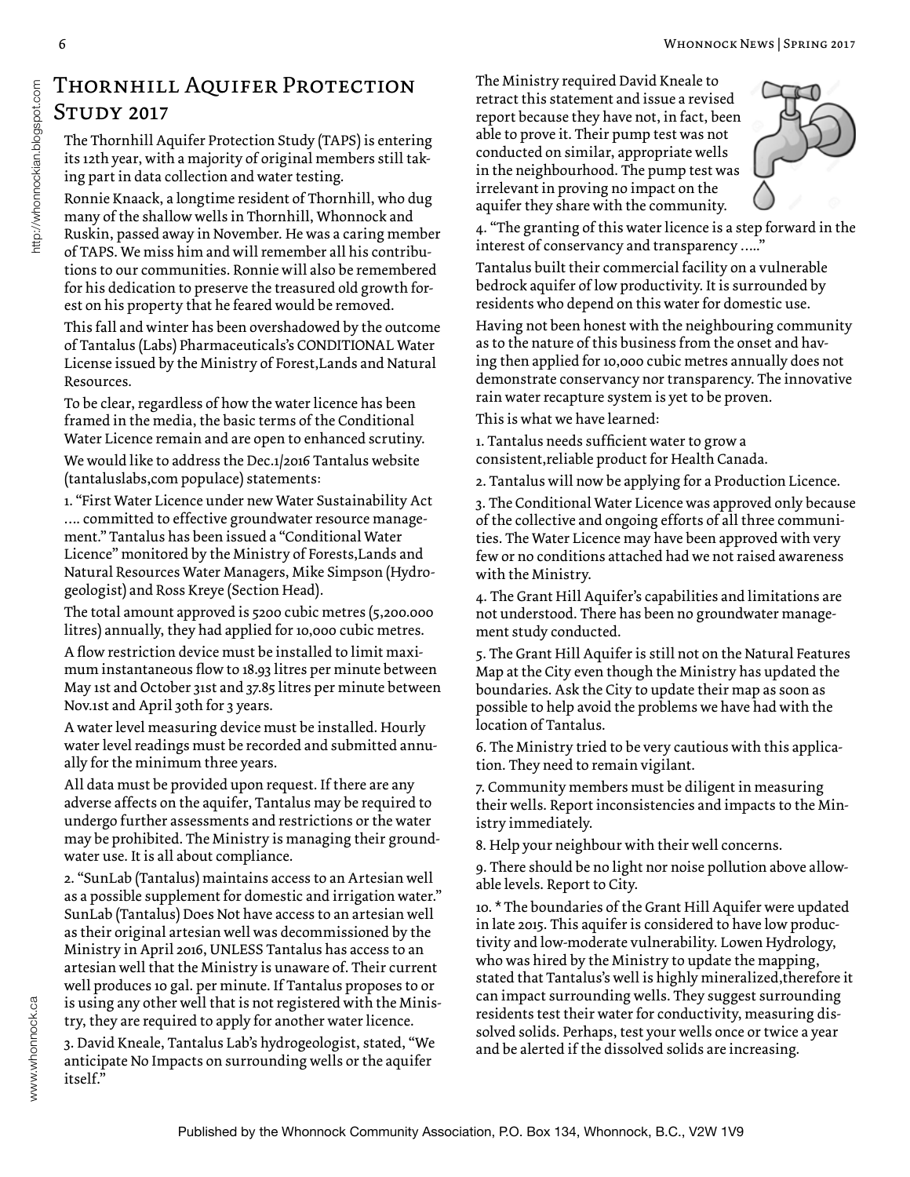# Thornhill Aquifer Protection Study 2017

The Thornhill Aquifer Protection Study (TAPS) is entering its 12th year, with a majority of original members still taking part in data collection and water testing.

Ronnie Knaack, a longtime resident of Thornhill, who dug many of the shallow wells in Thornhill, Whonnock and Ruskin, passed away in November. He was a caring member of TAPS. We miss him and will remember all his contributions to our communities. Ronnie will also be remembered for his dedication to preserve the treasured old growth forest on his property that he feared would be removed.

This fall and winter has been overshadowed by the outcome of Tantalus (Labs) Pharmaceuticals's CONDITIONAL Water License issued by the Ministry of Forest,Lands and Natural Resources.

To be clear, regardless of how the water licence has been framed in the media, the basic terms of the Conditional Water Licence remain and are open to enhanced scrutiny.

We would like to address the Dec.1/2016 Tantalus website (tantaluslabs,com populace) statements:

1. "First Water Licence under new Water Sustainability Act …. committed to effective groundwater resource management." Tantalus has been issued a "Conditional Water Licence" monitored by the Ministry of Forests,Lands and Natural Resources Water Managers, Mike Simpson (Hydrogeologist) and Ross Kreye (Section Head).

The total amount approved is 5200 cubic metres (5,200.000 litres) annually, they had applied for 10,000 cubic metres.

A flow restriction device must be installed to limit maximum instantaneous flow to 18.93 litres per minute between May 1st and October 31st and 37.85 litres per minute between Nov.1st and April 30th for 3 years.

A water level measuring device must be installed. Hourly water level readings must be recorded and submitted annually for the minimum three years.

All data must be provided upon request. If there are any adverse affects on the aquifer, Tantalus may be required to undergo further assessments and restrictions or the water may be prohibited. The Ministry is managing their groundwater use. It is all about compliance.

2. "SunLab (Tantalus) maintains access to an Artesian well as a possible supplement for domestic and irrigation water." SunLab (Tantalus) Does Not have access to an artesian well as their original artesian well was decommissioned by the Ministry in April 2016, UNLESS Tantalus has access to an artesian well that the Ministry is unaware of. Their current well produces 10 gal. per minute. If Tantalus proposes to or is using any other well that is not registered with the Ministry, they are required to apply for another water licence.

3. David Kneale, Tantalus Lab's hydrogeologist, stated, "We anticipate No Impacts on surrounding wells or the aquifer itself."

The Ministry required David Kneale to retract this statement and issue a revised report because they have not, in fact, been able to prove it. Their pump test was not conducted on similar, appropriate wells in the neighbourhood. The pump test was irrelevant in proving no impact on the aquifer they share with the community.

4. "The granting of this water licence is a step forward in the interest of conservancy and transparency ….."

Tantalus built their commercial facility on a vulnerable bedrock aquifer of low productivity. It is surrounded by residents who depend on this water for domestic use.

Having not been honest with the neighbouring community as to the nature of this business from the onset and having then applied for 10,000 cubic metres annually does not demonstrate conservancy nor transparency. The innovative rain water recapture system is yet to be proven.

This is what we have learned:

1. Tantalus needs sufficient water to grow a consistent,reliable product for Health Canada.
2. Tantalus will now be applying for a Production Licence.
3. The Conditional Water Licence was approved only because of the collective and ongoing efforts of all three communities. The Water Licence may have been approved with very few or no conditions attached had we not raised awareness with the Ministry.
4. The Grant Hill Aquifer's capabilities and limitations are not understood. There has been no groundwater management study conducted.
5. The Grant Hill Aquifer is still not on the Natural Features Map at the City even though the Ministry has updated the boundaries. Ask the City to update their map as soon as possible to help avoid the problems we have had with the location of Tantalus.
6. The Ministry tried to be very cautious with this application. They need to remain vigilant.
7. Community members must be diligent in measuring their wells. Report inconsistencies and impacts to the Ministry immediately.
8. Help your neighbour with their well concerns.
9. There should be no light nor noise pollution above allowable levels. Report to City.
10. * The boundaries of the Grant Hill Aquifer were updated in late 2015. This aquifer is considered to have low productivity and low-moderate vulnerability. Lowen Hydrology, who was hired by the Ministry to update the mapping, stated that Tantalus's well is highly mineralized,therefore it can impact surrounding wells. They suggest surrounding residents test their water for conductivity, measuring dissolved solids. Perhaps, test your wells once or twice a year and be alerted if the dissolved solids are increasing.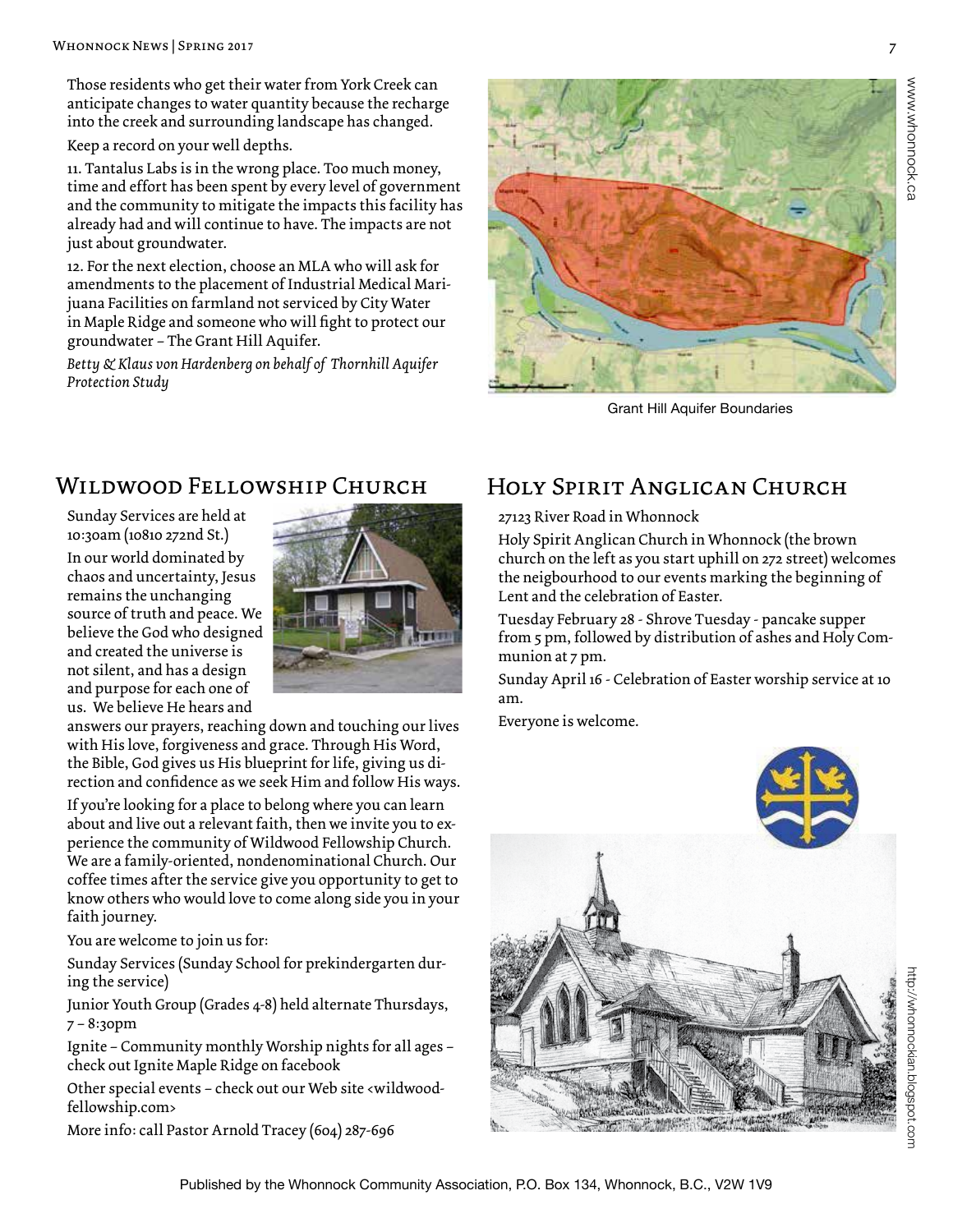Those residents who get their water from York Creek can anticipate changes to water quantity because the recharge into the creek and surrounding landscape has changed.

Keep a record on your well depths.

11. Tantalus Labs is in the wrong place. Too much money, time and effort has been spent by every level of government and the community to mitigate the impacts this facility has already had and will continue to have. The impacts are not just about groundwater.

12. For the next election, choose an MLA who will ask for amendments to the placement of Industrial Medical Marijuana Facilities on farmland not serviced by City Water in Maple Ridge and someone who will fight to protect our groundwater – The Grant Hill Aquifer.

*Betty & Klaus von Hardenberg on behalf of Thornhill Aquifer Protection Study*

Grant Hill Aquifer Boundaries

## Wildwood Fellowship Church

Sunday Services are held at 10:30am (10810 272nd St.)

In our world dominated by chaos and uncertainty, Jesus remains the unchanging source of truth and peace. We believe the God who designed and created the universe is not silent, and has a design and purpose for each one of us. We believe He hears and answers our prayers, reaching down and touching our lives with His love, forgiveness and grace. Through His Word, the Bible, God gives us His blueprint for life, giving us direction and confidence as we seek Him and follow His ways.

If you're looking for a place to belong where you can learn about and live out a relevant faith, then we invite you to experience the community of Wildwood Fellowship Church. We are a family-oriented, nondenominational Church. Our coffee times after the service give you opportunity to get to know others who would love to come along side you in your faith journey.

You are welcome to join us for:

Sunday Services (Sunday School for prekindergarten during the service)

Junior Youth Group (Grades 4-8) held alternate Thursdays, 7 – 8:30pm

Ignite – Community monthly Worship nights for all ages – check out Ignite Maple Ridge on facebook

Other special events – check out our Web site <wildwoodfellowship.com>

More info: call Pastor Arnold Tracey (604) 287-696

## Holy Spirit Anglican Church

27123 River Road in Whonnock

Holy Spirit Anglican Church in Whonnock (the brown church on the left as you start uphill on 272 street) welcomes the neigbourhood to our events marking the beginning of Lent and the celebration of Easter.

Tuesday February 28 - Shrove Tuesday - pancake supper from 5 pm, followed by distribution of ashes and Holy Communion at 7 pm.

Sunday April 16 - Celebration of Easter worship service at 10 am.

Everyone is welcome.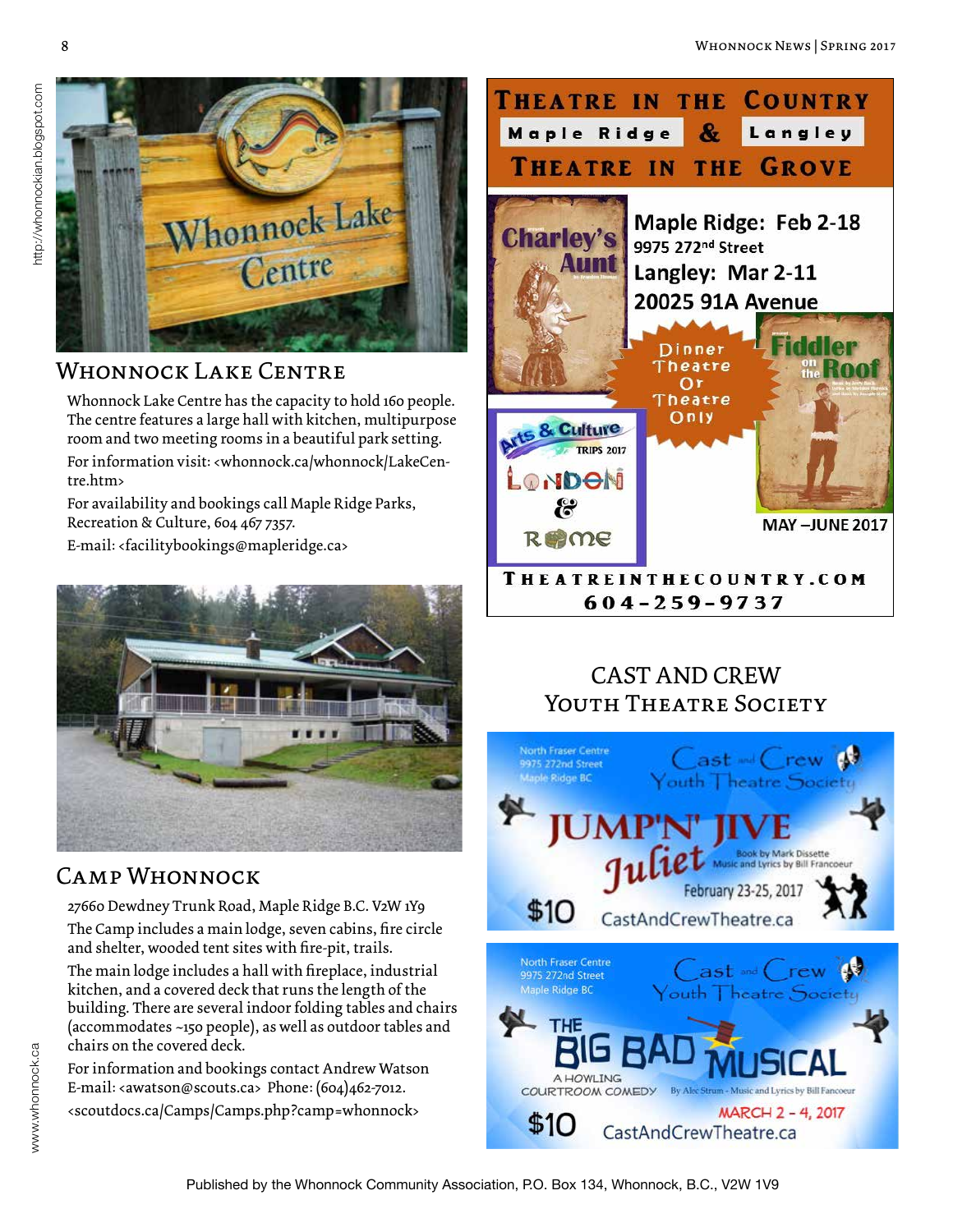## Whonnock Lake Centre

Whonnock Lake Centre has the capacity to hold 160 people. The centre features a large hall with kitchen, multipurpose room and two meeting rooms in a beautiful park setting.

For information visit: <whonnock.ca/whonnock/LakeCentre.htm>

For availability and bookings call Maple Ridge Parks, Recreation & Culture, 604 467 7357.

E-mail: <facilitybookings@mapleridge.ca>

## Camp Whonnock

27660 Dewdney Trunk Road, Maple Ridge B.C. V2W 1Y9

The Camp includes a main lodge, seven cabins, fire circle and shelter, wooded tent sites with fire-pit, trails.

The main lodge includes a hall with fireplace, industrial kitchen, and a covered deck that runs the length of the building. There are several indoor folding tables and chairs (accommodates ~150 people), as well as outdoor tables and chairs on the covered deck.

For information and bookings contact Andrew Watson E-mail: <awatson@scouts.ca> Phone: (604)462-7012.

<scoutdocs.ca/Camps/Camps.php?camp=whonnock>

## Theatre in the Country

Maple Ridge & Langley

Theatre in the Grove

Charley's Aunt

Maple Ridge: Feb 2-18
9975 272nd Street

Langley: Mar 2-11
20025 91A Avenue

Dinner Theatre Or Theatre Only

Arts & Culture TRIPS 2017
London & Rome

Fiddler on the Roof
MAY –JUNE 2017

THEATREINTHECOUNTRY.COM
604-259-9737

## Cast and Crew Youth Theatre Society

North Fraser Centre
9975 272nd Street
Maple Ridge BC

Cast and Crew Youth Theatre Society

JUMP'N' JIVE Juliet
Book by Mark Dissette
Music and Lyrics by Bill Francoeur
February 23-25, 2017
$10
CastAndCrewTheatre.ca

North Fraser Centre
9975 272nd Street
Maple Ridge BC

Cast and Crew Youth Theatre Society

THE BIG BAD MUSICAL
A HOWLING COURTROOM COMEDY
By Alec Strum - Music and Lyrics by Bill Fancoeur
MARCH 2 - 4, 2017
$10
CastAndCrewTheatre.ca

Published by the Whonnock Community Association, P.O. Box 134, Whonnock, B.C., V2W 1V9